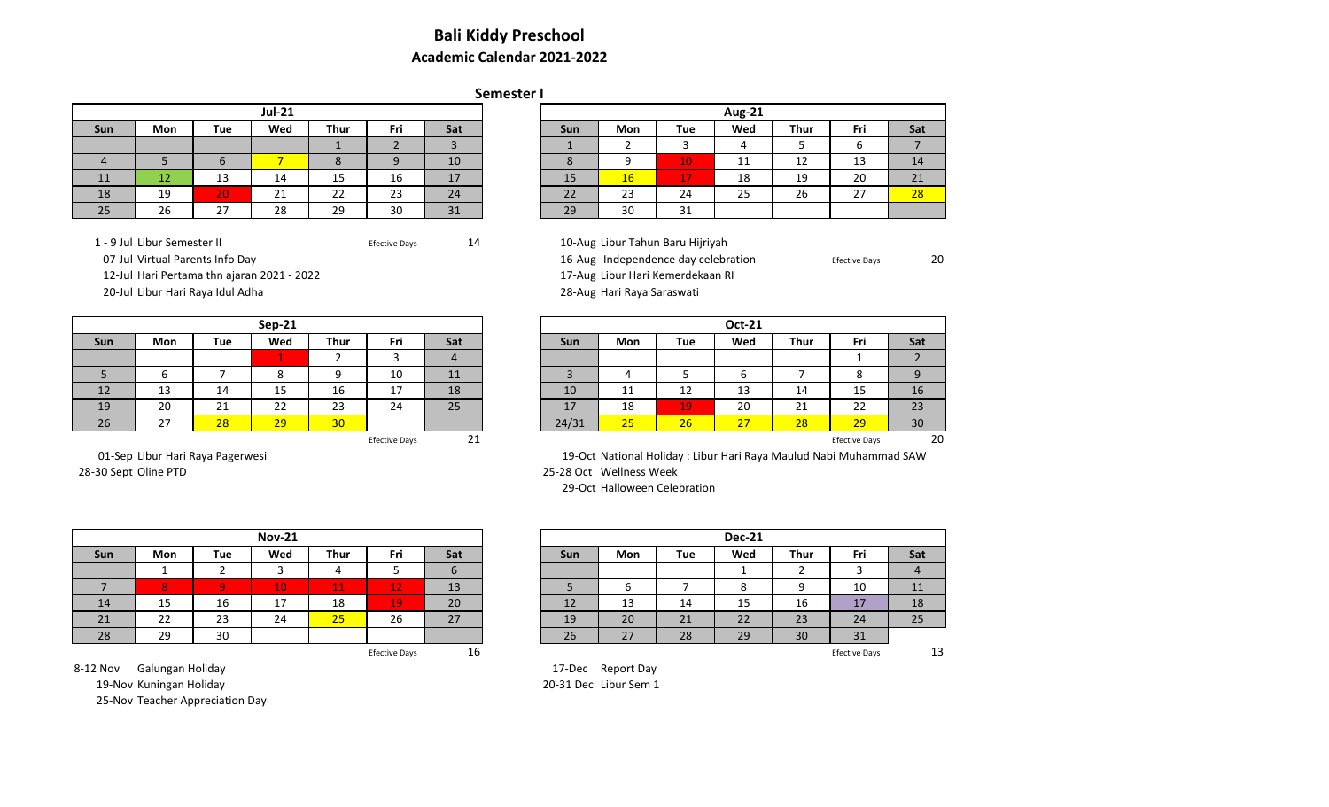# Bali Kiddy Preschool

## Academic Calendar 2021-2022

### Semester I

| Jul-21 | | | | | | |
|---|---|---|---|---|---|---|
| Sun | Mon | Tue | Wed | Thur | Fri | Sat |
| | | | | 1 | 2 | 3 |
| 4 | 5 | 6 | 7 | 8 | 9 | 10 |
| 11 | 12 | 13 | 14 | 15 | 16 | 17 |
| 18 | 19 | 20 | 21 | 22 | 23 | 24 |
| 25 | 26 | 27 | 28 | 29 | 30 | 31 |

Efective Days 14

1 - 9 Jul Libur Semester II
07-Jul Virtual Parents Info Day
12-Jul Hari Pertama thn ajaran 2021 - 2022
20-Jul Libur Hari Raya Idul Adha

| Aug-21 | | | | | | |
|---|---|---|---|---|---|---|
| Sun | Mon | Tue | Wed | Thur | Fri | Sat |
| 1 | 2 | 3 | 4 | 5 | 6 | 7 |
| 8 | 9 | 10 | 11 | 12 | 13 | 14 |
| 15 | 16 | 17 | 18 | 19 | 20 | 21 |
| 22 | 23 | 24 | 25 | 26 | 27 | 28 |
| 29 | 30 | 31 | | | | |

Efective Days 20

10-Aug Libur Tahun Baru Hijriyah
16-Aug Independence day celebration
17-Aug Libur Hari Kemerdekaan RI
28-Aug Hari Raya Saraswati

| Sep-21 | | | | | | |
|---|---|---|---|---|---|---|
| Sun | Mon | Tue | Wed | Thur | Fri | Sat |
| | | | 1 | 2 | 3 | 4 |
| 5 | 6 | 7 | 8 | 9 | 10 | 11 |
| 12 | 13 | 14 | 15 | 16 | 17 | 18 |
| 19 | 20 | 21 | 22 | 23 | 24 | 25 |
| 26 | 27 | 28 | 29 | 30 | | |

Efective Days 21

01-Sep Libur Hari Raya Pagerwesi
28-30 Sept Oline PTD

| Oct-21 | | | | | | |
|---|---|---|---|---|---|---|
| Sun | Mon | Tue | Wed | Thur | Fri | Sat |
| | | | | | 1 | 2 |
| 3 | 4 | 5 | 6 | 7 | 8 | 9 |
| 10 | 11 | 12 | 13 | 14 | 15 | 16 |
| 17 | 18 | 19 | 20 | 21 | 22 | 23 |
| 24/31 | 25 | 26 | 27 | 28 | 29 | 30 |

Efective Days 20

19-Oct National Holiday : Libur Hari Raya Maulud Nabi Muhammad SAW
25-28 Oct Wellness Week
29-Oct Halloween Celebration

| Nov-21 | | | | | | |
|---|---|---|---|---|---|---|
| Sun | Mon | Tue | Wed | Thur | Fri | Sat |
| | 1 | 2 | 3 | 4 | 5 | 6 |
| 7 | 8 | 9 | 10 | 11 | 12 | 13 |
| 14 | 15 | 16 | 17 | 18 | 19 | 20 |
| 21 | 22 | 23 | 24 | 25 | 26 | 27 |
| 28 | 29 | 30 | | | | |

Efective Days 16

8-12 Nov Galungan Holiday
19-Nov Kuningan Holiday
25-Nov Teacher Appreciation Day

| Dec-21 | | | | | | |
|---|---|---|---|---|---|---|
| Sun | Mon | Tue | Wed | Thur | Fri | Sat |
| | | | 1 | 2 | 3 | 4 |
| 5 | 6 | 7 | 8 | 9 | 10 | 11 |
| 12 | 13 | 14 | 15 | 16 | 17 | 18 |
| 19 | 20 | 21 | 22 | 23 | 24 | 25 |
| 26 | 27 | 28 | 29 | 30 | 31 | |

Efective Days 13

17-Dec Report Day
20-31 Dec Libur Sem 1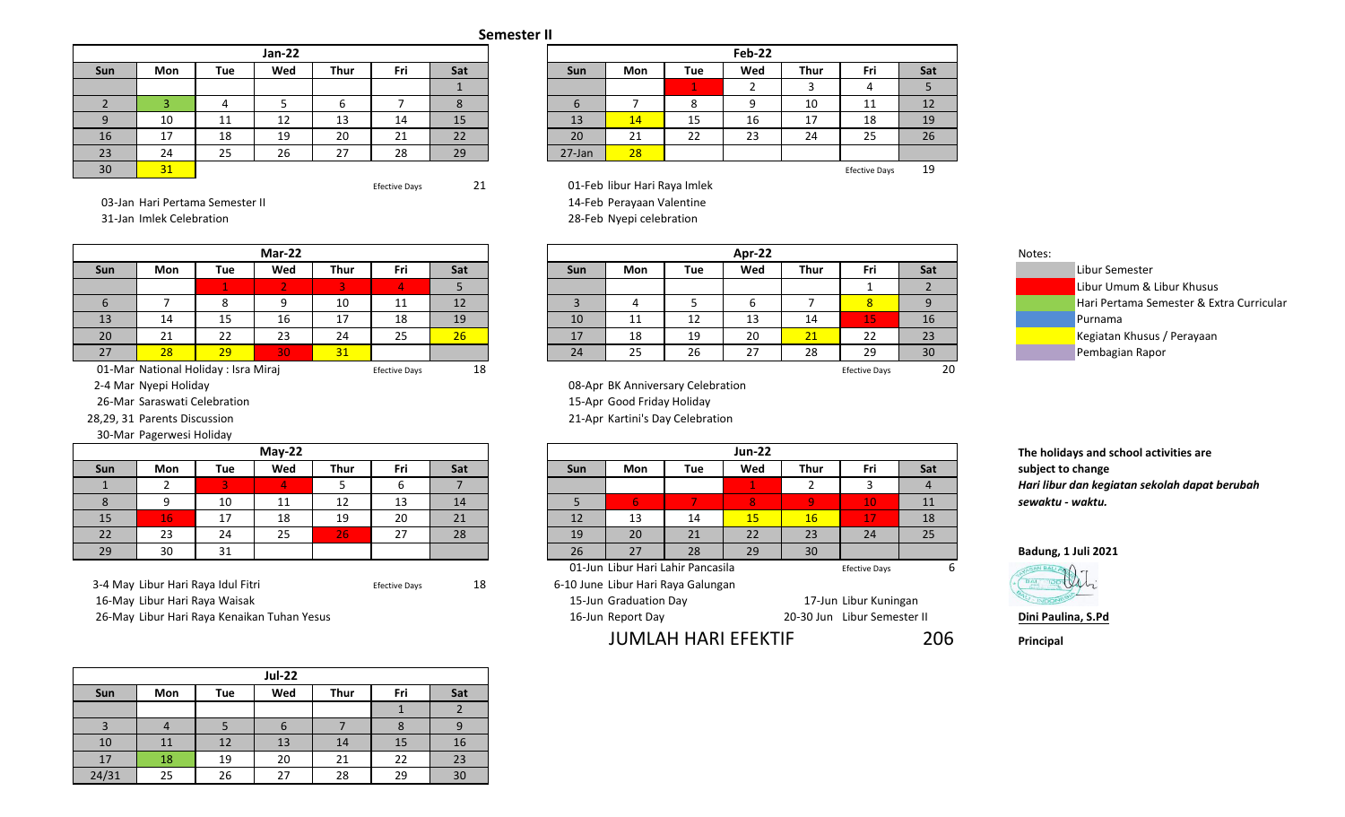# Semester II

| Jan-22 | | | | | | |
|---|---|---|---|---|---|---|
| Sun | Mon | Tue | Wed | Thur | Fri | Sat |
| | | | | | | 1 |
| 2 | 3 | 4 | 5 | 6 | 7 | 8 |
| 9 | 10 | 11 | 12 | 13 | 14 | 15 |
| 16 | 17 | 18 | 19 | 20 | 21 | 22 |
| 23 | 24 | 25 | 26 | 27 | 28 | 29 |
| 30 | 31 | | | | | |

Efective Days 21

03-Jan Hari Pertama Semester II
31-Jan Imlek Celebration

| Feb-22 | | | | | | |
|---|---|---|---|---|---|---|
| Sun | Mon | Tue | Wed | Thur | Fri | Sat |
| | | 1 | 2 | 3 | 4 | 5 |
| 6 | 7 | 8 | 9 | 10 | 11 | 12 |
| 13 | 14 | 15 | 16 | 17 | 18 | 19 |
| 20 | 21 | 22 | 23 | 24 | 25 | 26 |
| 27-Jan | 28 | | | | | |

Efective Days 19

01-Feb libur Hari Raya Imlek
14-Feb Perayaan Valentine
28-Feb Nyepi celebration

| Mar-22 | | | | | | |
|---|---|---|---|---|---|---|
| Sun | Mon | Tue | Wed | Thur | Fri | Sat |
| | | 1 | 2 | 3 | 4 | 5 |
| 6 | 7 | 8 | 9 | 10 | 11 | 12 |
| 13 | 14 | 15 | 16 | 17 | 18 | 19 |
| 20 | 21 | 22 | 23 | 24 | 25 | 26 |
| 27 | 28 | 29 | 30 | 31 | | |

Efective Days 18

01-Mar National Holiday : Isra Miraj
2-4 Mar Nyepi Holiday
26-Mar Saraswati Celebration
28,29, 31 Parents Discussion
30-Mar Pagerwesi Holiday

| Apr-22 | | | | | | |
|---|---|---|---|---|---|---|
| Sun | Mon | Tue | Wed | Thur | Fri | Sat |
| | | | | | 1 | 2 |
| 3 | 4 | 5 | 6 | 7 | 8 | 9 |
| 10 | 11 | 12 | 13 | 14 | 15 | 16 |
| 17 | 18 | 19 | 20 | 21 | 22 | 23 |
| 24 | 25 | 26 | 27 | 28 | 29 | 30 |

Efective Days 20

08-Apr BK Anniversary Celebration
15-Apr Good Friday Holiday
21-Apr Kartini's Day Celebration

Notes:

- Libur Semester
- Libur Umum & Libur Khusus
- Hari Pertama Semester & Extra Curricular
- Purnama
- Kegiatan Khusus / Perayaan
- Pembagian Rapor

| May-22 | | | | | | |
|---|---|---|---|---|---|---|
| Sun | Mon | Tue | Wed | Thur | Fri | Sat |
| 1 | 2 | 3 | 4 | 5 | 6 | 7 |
| 8 | 9 | 10 | 11 | 12 | 13 | 14 |
| 15 | 16 | 17 | 18 | 19 | 20 | 21 |
| 22 | 23 | 24 | 25 | 26 | 27 | 28 |
| 29 | 30 | 31 | | | | |

Efective Days 18

3-4 May Libur Hari Raya Idul Fitri
16-May Libur Hari Raya Waisak
26-May Libur Hari Raya Kenaikan Tuhan Yesus

| Jun-22 | | | | | | |
|---|---|---|---|---|---|---|
| Sun | Mon | Tue | Wed | Thur | Fri | Sat |
| | | | 1 | 2 | 3 | 4 |
| 5 | 6 | 7 | 8 | 9 | 10 | 11 |
| 12 | 13 | 14 | 15 | 16 | 17 | 18 |
| 19 | 20 | 21 | 22 | 23 | 24 | 25 |
| 26 | 27 | 28 | 29 | 30 | | |

Efective Days 6

01-Jun Libur Hari Lahir Pancasila
6-10 June Libur Hari Raya Galungan
15-Jun Graduation Day
16-Jun Report Day
17-Jun Libur Kuningan
20-30 Jun Libur Semester II

**JUMLAH HARI EFEKTIF 206**

**The holidays and school activities are subject to change**

***Hari libur dan kegiatan sekolah dapat berubah sewaktu - waktu.***

**Badung, 1 Juli 2021**

**Dini Paulina, S.Pd**

**Principal**

| Jul-22 | | | | | | |
|---|---|---|---|---|---|---|
| Sun | Mon | Tue | Wed | Thur | Fri | Sat |
| | | | | | 1 | 2 |
| 3 | 4 | 5 | 6 | 7 | 8 | 9 |
| 10 | 11 | 12 | 13 | 14 | 15 | 16 |
| 17 | 18 | 19 | 20 | 21 | 22 | 23 |
| 24/31 | 25 | 26 | 27 | 28 | 29 | 30 |